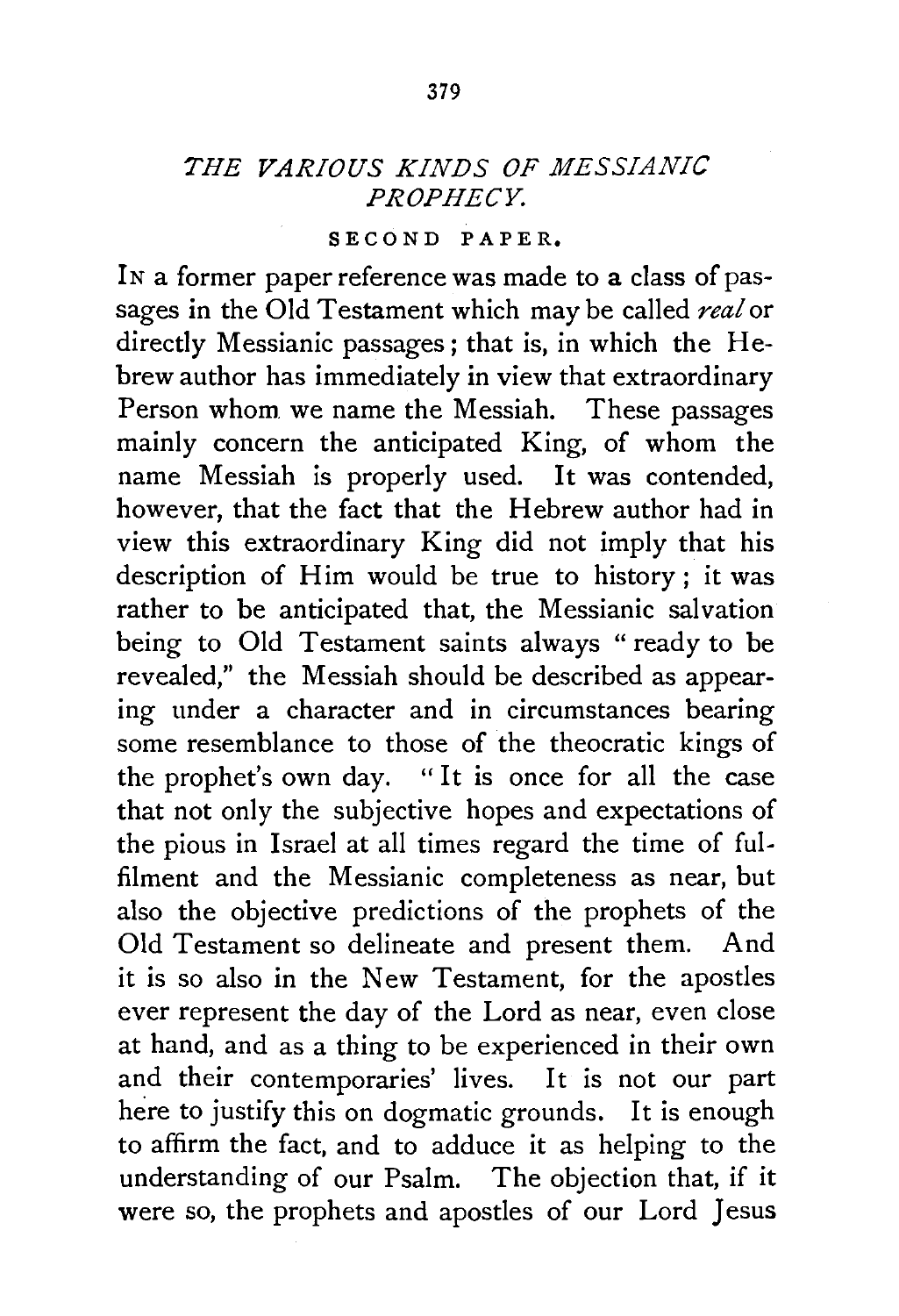# *THE VARIOUS KINDS OF MESSIANIC PROPHECY.*

## SECOND PAPER.

IN a former paper reference was made to a class of passages in the Old Testament which may be called *real* or directly Messianic passages; that is, in which the Hebrew author has immediately in view that extraordinary Person whom we name the Messiah. These passages mainly concern the anticipated King, of whom the name Messiah is properly used. It was contended, however, that the fact that the Hebrew author had in view this extraordinary King did not imply that his description of Him would be true to history; it was rather to be anticipated that, the Messianic salvation being to Old Testament saints always "ready to be revealed," the Messiah should be described as appearing under a character and in circumstances bearing some resemblance to those of the theocratic kings of the prophet's own day. "It is once for all the case that not only the subjective hopes and expectations of the pious in Israel at all times regard the time of fulfilment and the Messianic completeness as near, but also the objective predictions of the prophets of the Old Testament so delineate and present them. And it is so also in the New Testament, for the apostles ever represent the day of the Lord as near, even close at hand, and as a thing to be experienced in their own and their contemporaries' lives. It is not our part here to justify this on dogmatic grounds. It is enough to affirm the fact, and to adduce it as helping to the understanding of our Psalm. The objection that, if it were so, the prophets and apostles of our Lord Jesus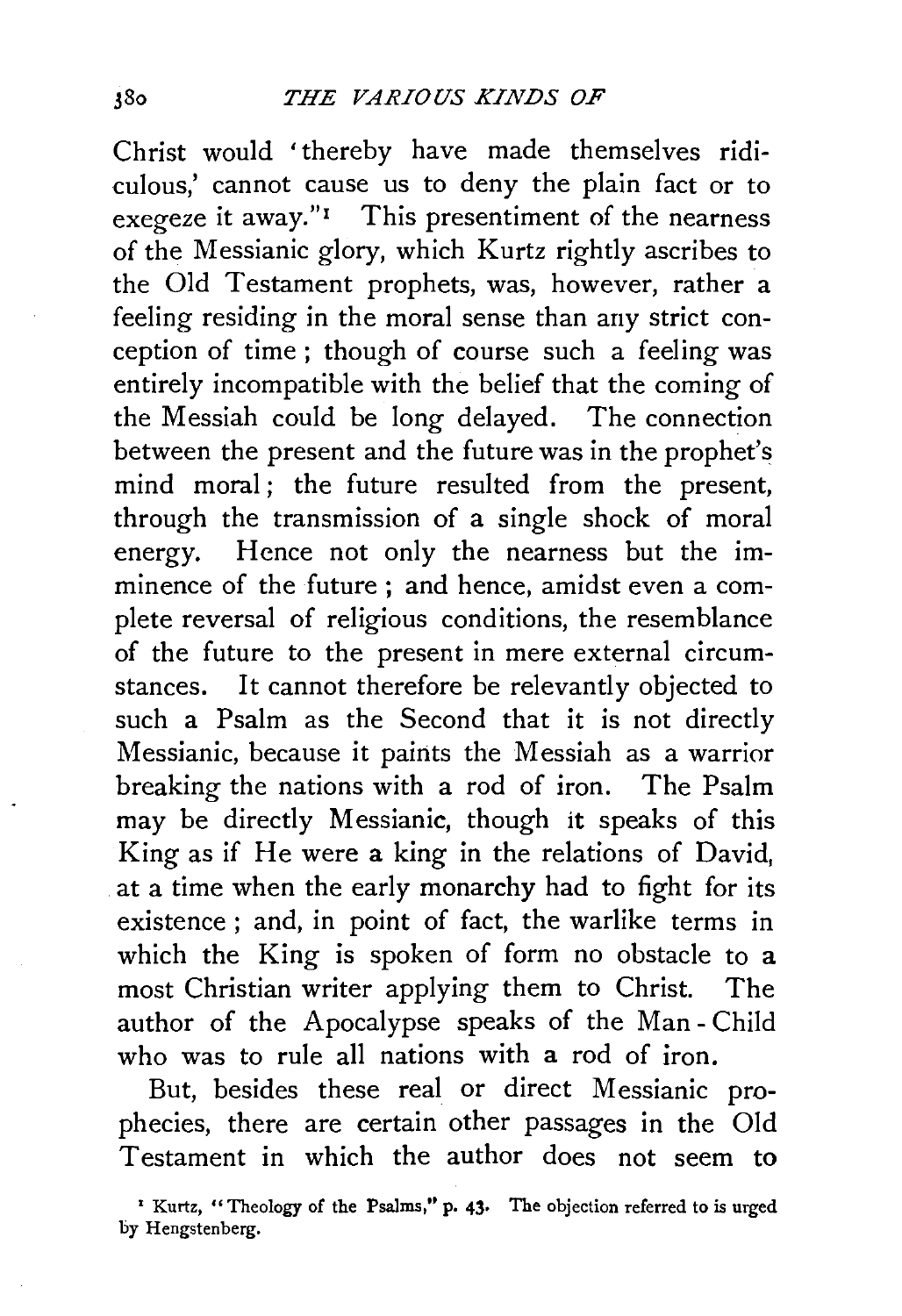Christ would 'thereby have made themselves ridiculous,' cannot cause us to deny the plain fact or to exegeze it away."[1] This presentiment of the nearness of the Messianic glory, which Kurtz rightly ascribes to the Old Testament prophets, was, however, rather a feeling residing in the moral sense than any strict conception of time; though of course such a feeling was entirely incompatible with the belief that the coming of the Messiah could be long delayed. The connection between the present and the future was in the prophet's mind moral; the future resulted from the present, through the transmission of a single shock of moral energy. Hence not only the nearness but the imminence of the future; and hence, amidst even a complete reversal of religious conditions, the resemblance of the future to the present in mere external circumstances. It cannot therefore be relevantly objected to such a Psalm as the Second that it is not directly Messianic, because it paints the Messiah as a warrior breaking the nations with a rod of iron. The Psalm may be directly Messianic, though it speaks of this King as if He were a king in the relations of David, at a time when the early monarchy had to fight for its existence; and, in point of fact, the warlike terms in which the King is spoken of form no obstacle to a most Christian writer applying them to Christ. The author of the Apocalypse speaks of the Man-Child who was to rule all nations with a rod of iron.

But, besides these real or direct Messianic prophecies, there are certain other passages in the Old Testament in which the author does not seem to

[1] Kurtz, "Theology of the Psalms," p. 43. The objection referred to is urged by Hengstenberg.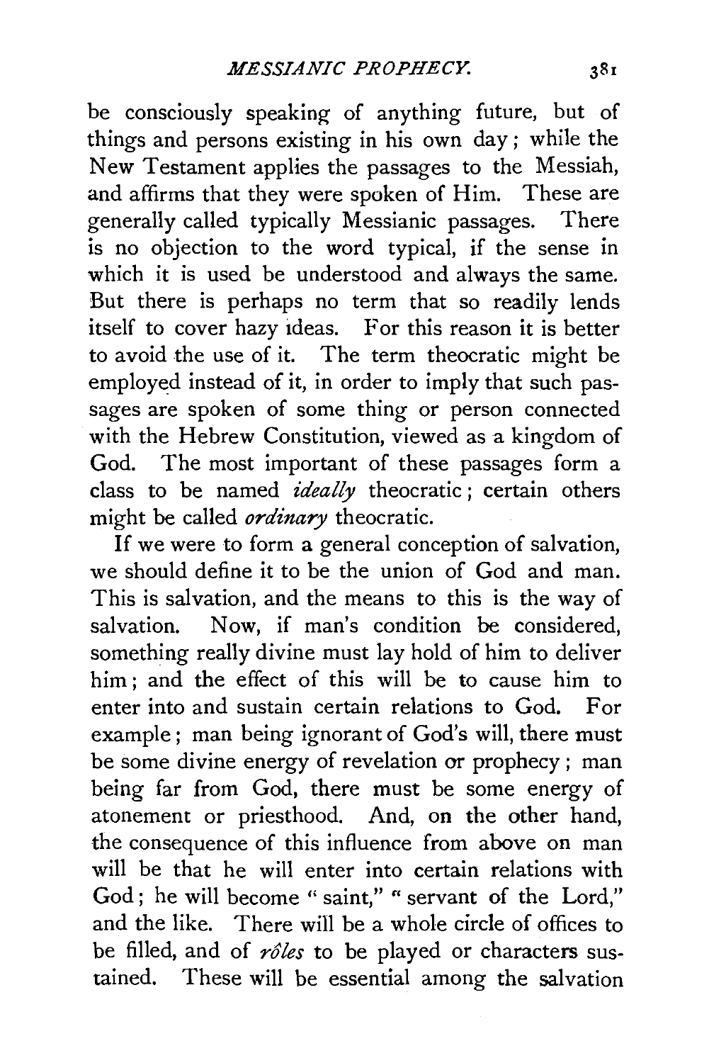be consciously speaking of anything future, but of things and persons existing in his own day; while the New Testament applies the passages to the Messiah, and affirms that they were spoken of Him. These are generally called typically Messianic passages. There is no objection to the word typical, if the sense in which it is used be understood and always the same. But there is perhaps no term that so readily lends itself to cover hazy ideas. For this reason it is better to avoid the use of it. The term theocratic might be employed instead of it, in order to imply that such passages are spoken of some thing or person connected with the Hebrew Constitution, viewed as a kingdom of God. The most important of these passages form a class to be named *ideally* theocratic; certain others might be called *ordinary* theocratic.

If we were to form a general conception of salvation, we should define it to be the union of God and man. This is salvation, and the means to this is the way of salvation. Now, if man's condition be considered, something really divine must lay hold of him to deliver him; and the effect of this will be to cause him to enter into and sustain certain relations to God. For example; man being ignorant of God's will, there must be some divine energy of revelation or prophecy; man being far from God, there must be some energy of atonement or priesthood. And, on the other hand, the consequence of this influence from above on man will be that he will enter into certain relations with God; he will become "saint," "servant of the Lord," and the like. There will be a whole circle of offices to be filled, and of *rôles* to be played or characters sustained. These will be essential among the salvation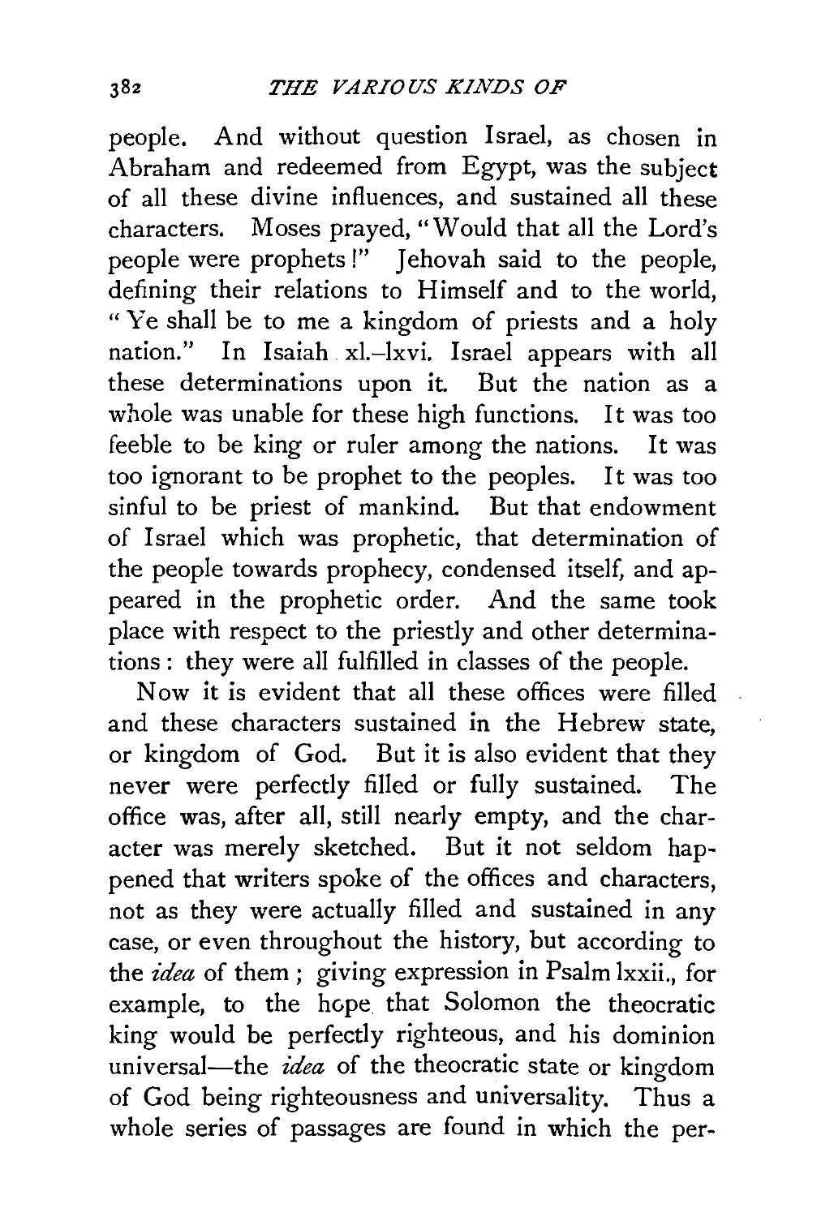people. And without question Israel, as chosen in Abraham and redeemed from Egypt, was the subject of all these divine influences, and sustained all these characters. Moses prayed, "Would that all the Lord's people were prophets!" Jehovah said to the people, defining their relations to Himself and to the world, "Ye shall be to me a kingdom of priests and a holy nation." In Isaiah xl.–lxvi. Israel appears with all these determinations upon it. But the nation as a whole was unable for these high functions. It was too feeble to be king or ruler among the nations. It was too ignorant to be prophet to the peoples. It was too sinful to be priest of mankind. But that endowment of Israel which was prophetic, that determination of the people towards prophecy, condensed itself, and appeared in the prophetic order. And the same took place with respect to the priestly and other determinations: they were all fulfilled in classes of the people.

Now it is evident that all these offices were filled and these characters sustained in the Hebrew state, or kingdom of God. But it is also evident that they never were perfectly filled or fully sustained. The office was, after all, still nearly empty, and the character was merely sketched. But it not seldom happened that writers spoke of the offices and characters, not as they were actually filled and sustained in any case, or even throughout the history, but according to the *idea* of them; giving expression in Psalm lxxii., for example, to the hope that Solomon the theocratic king would be perfectly righteous, and his dominion universal—the *idea* of the theocratic state or kingdom of God being righteousness and universality. Thus a whole series of passages are found in which the per-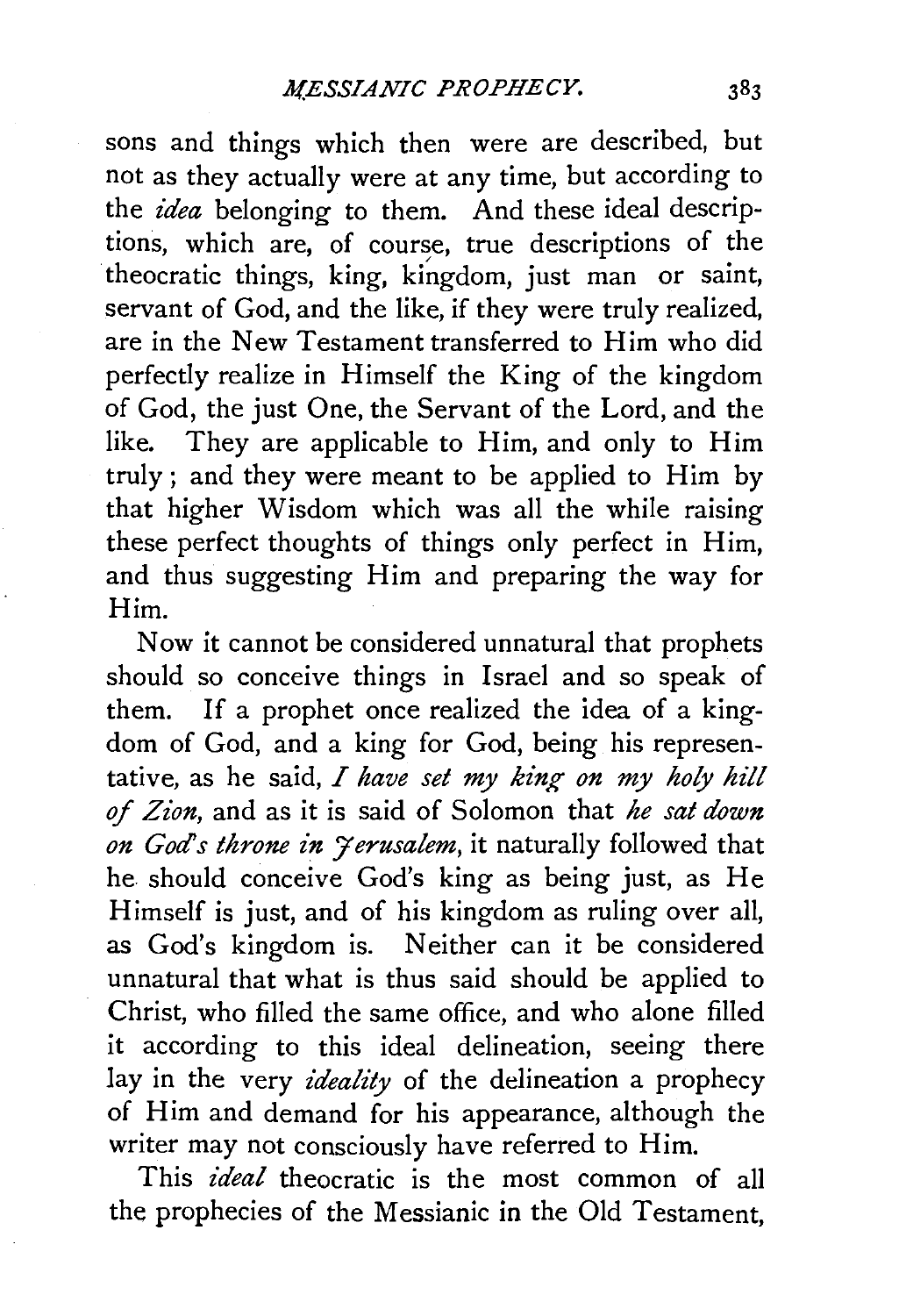sons and things which then were are described, but not as they actually were at any time, but according to the *idea* belonging to them. And these ideal descriptions, which are, of course, true descriptions of the theocratic things, king, kingdom, just man or saint, servant of God, and the like, if they were truly realized, are in the New Testament transferred to Him who did perfectly realize in Himself the King of the kingdom of God, the just One, the Servant of the Lord, and the like. They are applicable to Him, and only to Him truly; and they were meant to be applied to Him by that higher Wisdom which was all the while raising these perfect thoughts of things only perfect in Him, and thus suggesting Him and preparing the way for Him.

Now it cannot be considered unnatural that prophets should so conceive things in Israel and so speak of them. If a prophet once realized the idea of a kingdom of God, and a king for God, being his representative, as he said, *I have set my king on my holy hill of Zion,* and as it is said of Solomon that *he sat down on God's throne in Jerusalem,* it naturally followed that he should conceive God's king as being just, as He Himself is just, and of his kingdom as ruling over all, as God's kingdom is. Neither can it be considered unnatural that what is thus said should be applied to Christ, who filled the same office, and who alone filled it according to this ideal delineation, seeing there lay in the very *ideality* of the delineation a prophecy of Him and demand for his appearance, although the writer may not consciously have referred to Him.

This *ideal* theocratic is the most common of all the prophecies of the Messianic in the Old Testament,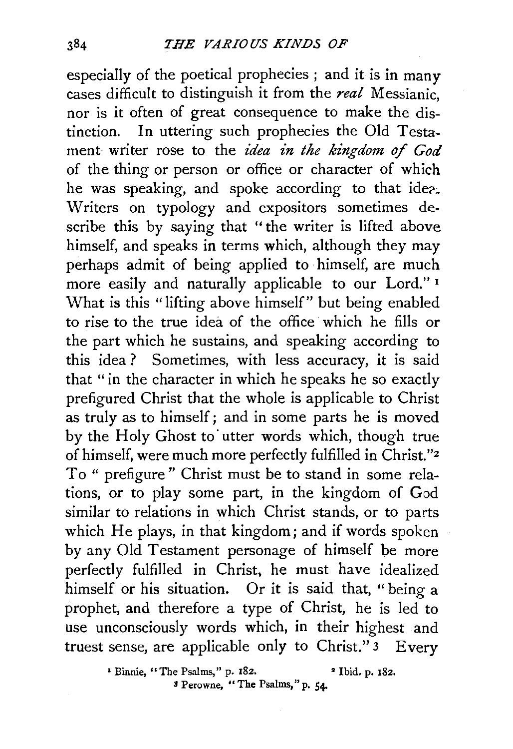especially of the poetical prophecies ; and it is in many cases difficult to distinguish it from the *real* Messianic, nor is it often of great consequence to make the distinction. In uttering such prophecies the Old Testament writer rose to the *idea in the kingdom of God* of the thing or person or office or character of which he was speaking, and spoke according to that idea. Writers on typology and expositors sometimes describe this by saying that "the writer is lifted above himself, and speaks in terms which, although they may perhaps admit of being applied to himself, are much more easily and naturally applicable to our Lord." [1] What is this "lifting above himself" but being enabled to rise to the true idea of the office which he fills or the part which he sustains, and speaking according to this idea? Sometimes, with less accuracy, it is said that "in the character in which he speaks he so exactly prefigured Christ that the whole is applicable to Christ as truly as to himself; and in some parts he is moved by the Holy Ghost to utter words which, though true of himself, were much more perfectly fulfilled in Christ."[2] To "prefigure" Christ must be to stand in some relations, or to play some part, in the kingdom of God similar to relations in which Christ stands, or to parts which He plays, in that kingdom; and if words spoken by any Old Testament personage of himself be more perfectly fulfilled in Christ, he must have idealized himself or his situation. Or it is said that, "being a prophet, and therefore a type of Christ, he is led to use unconsciously words which, in their highest and truest sense, are applicable only to Christ." [3] Every

[1] Binnie, "The Psalms," p. 182. [2] Ibid. p. 182.
[3] Perowne, "The Psalms," p. 54.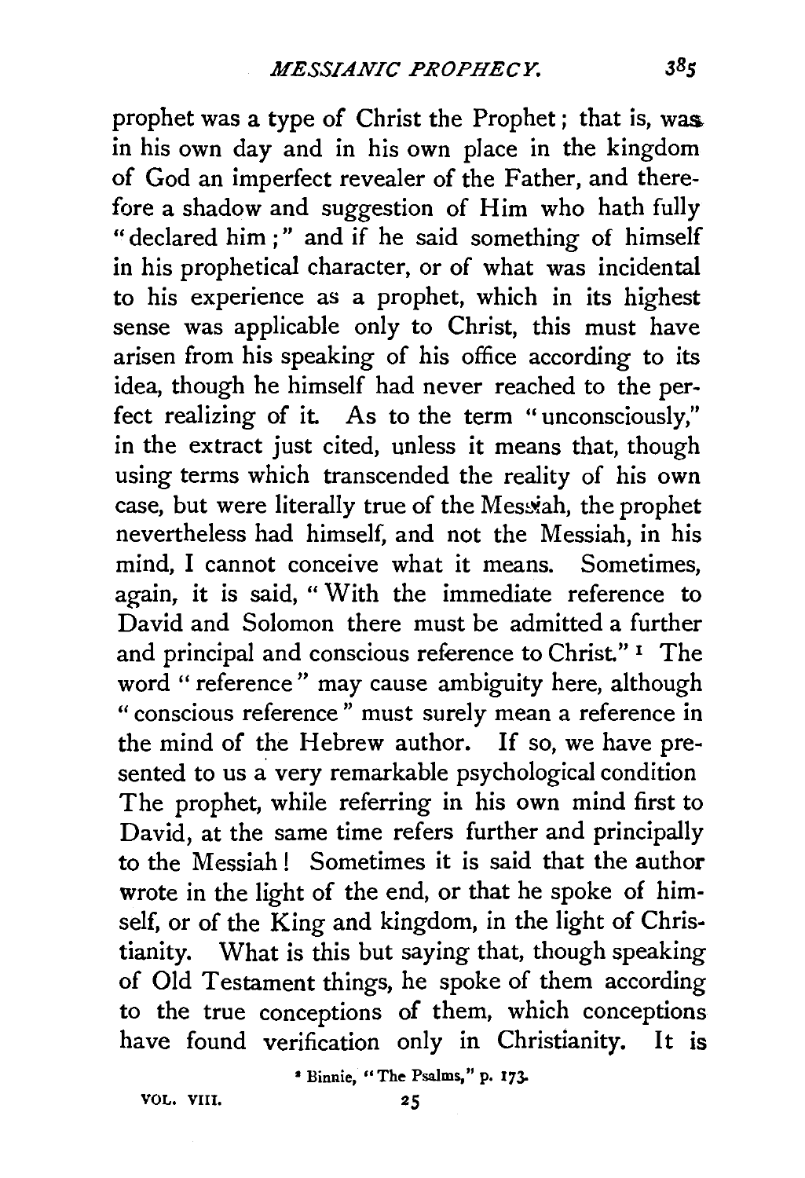prophet was a type of Christ the Prophet; that is, was in his own day and in his own place in the kingdom of God an imperfect revealer of the Father, and therefore a shadow and suggestion of Him who hath fully "declared him;" and if he said something of himself in his prophetical character, or of what was incidental to his experience as a prophet, which in its highest sense was applicable only to Christ, this must have arisen from his speaking of his office according to its idea, though he himself had never reached to the perfect realizing of it. As to the term "unconsciously," in the extract just cited, unless it means that, though using terms which transcended the reality of his own case, but were literally true of the Messiah, the prophet nevertheless had himself, and not the Messiah, in his mind, I cannot conceive what it means. Sometimes, again, it is said, "With the immediate reference to David and Solomon there must be admitted a further and principal and conscious reference to Christ."[1] The word "reference" may cause ambiguity here, although "conscious reference" must surely mean a reference in the mind of the Hebrew author. If so, we have presented to us a very remarkable psychological condition The prophet, while referring in his own mind first to David, at the same time refers further and principally to the Messiah! Sometimes it is said that the author wrote in the light of the end, or that he spoke of himself, or of the King and kingdom, in the light of Christianity. What is this but saying that, though speaking of Old Testament things, he spoke of them according to the true conceptions of them, which conceptions have found verification only in Christianity. It is

[1] Binnie, "The Psalms," p. 173.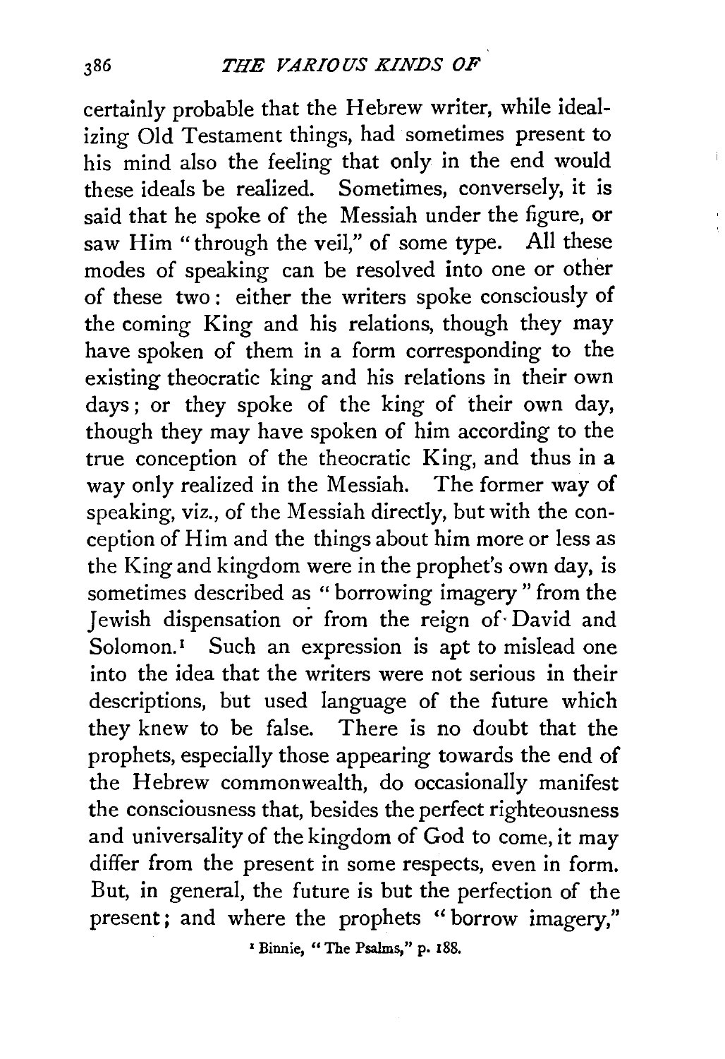certainly probable that the Hebrew writer, while idealizing Old Testament things, had sometimes present to his mind also the feeling that only in the end would these ideals be realized. Sometimes, conversely, it is said that he spoke of the Messiah under the figure, or saw Him "through the veil," of some type. All these modes of speaking can be resolved into one or other of these two: either the writers spoke consciously of the coming King and his relations, though they may have spoken of them in a form corresponding to the existing theocratic king and his relations in their own days; or they spoke of the king of their own day, though they may have spoken of him according to the true conception of the theocratic King, and thus in a way only realized in the Messiah. The former way of speaking, viz., of the Messiah directly, but with the conception of Him and the things about him more or less as the King and kingdom were in the prophet's own day, is sometimes described as "borrowing imagery" from the Jewish dispensation or from the reign of David and Solomon.[1] Such an expression is apt to mislead one into the idea that the writers were not serious in their descriptions, but used language of the future which they knew to be false. There is no doubt that the prophets, especially those appearing towards the end of the Hebrew commonwealth, do occasionally manifest the consciousness that, besides the perfect righteousness and universality of the kingdom of God to come, it may differ from the present in some respects, even in form. But, in general, the future is but the perfection of the present; and where the prophets "borrow imagery,"

[1] Binnie, "The Psalms," p. 188.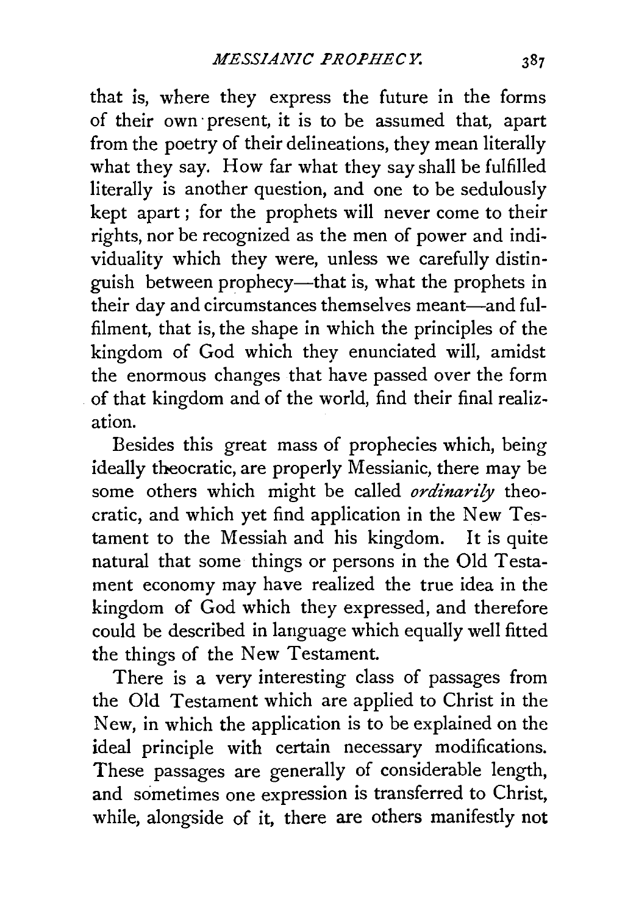that is, where they express the future in the forms of their own present, it is to be assumed that, apart from the poetry of their delineations, they mean literally what they say. How far what they say shall be fulfilled literally is another question, and one to be sedulously kept apart; for the prophets will never come to their rights, nor be recognized as the men of power and individuality which they were, unless we carefully distinguish between prophecy—that is, what the prophets in their day and circumstances themselves meant—and fulfilment, that is, the shape in which the principles of the kingdom of God which they enunciated will, amidst the enormous changes that have passed over the form of that kingdom and of the world, find their final realization.

Besides this great mass of prophecies which, being ideally theocratic, are properly Messianic, there may be some others which might be called *ordinarily* theocratic, and which yet find application in the New Testament to the Messiah and his kingdom. It is quite natural that some things or persons in the Old Testament economy may have realized the true idea in the kingdom of God which they expressed, and therefore could be described in language which equally well fitted the things of the New Testament.

There is a very interesting class of passages from the Old Testament which are applied to Christ in the New, in which the application is to be explained on the ideal principle with certain necessary modifications. These passages are generally of considerable length, and sometimes one expression is transferred to Christ, while, alongside of it, there are others manifestly not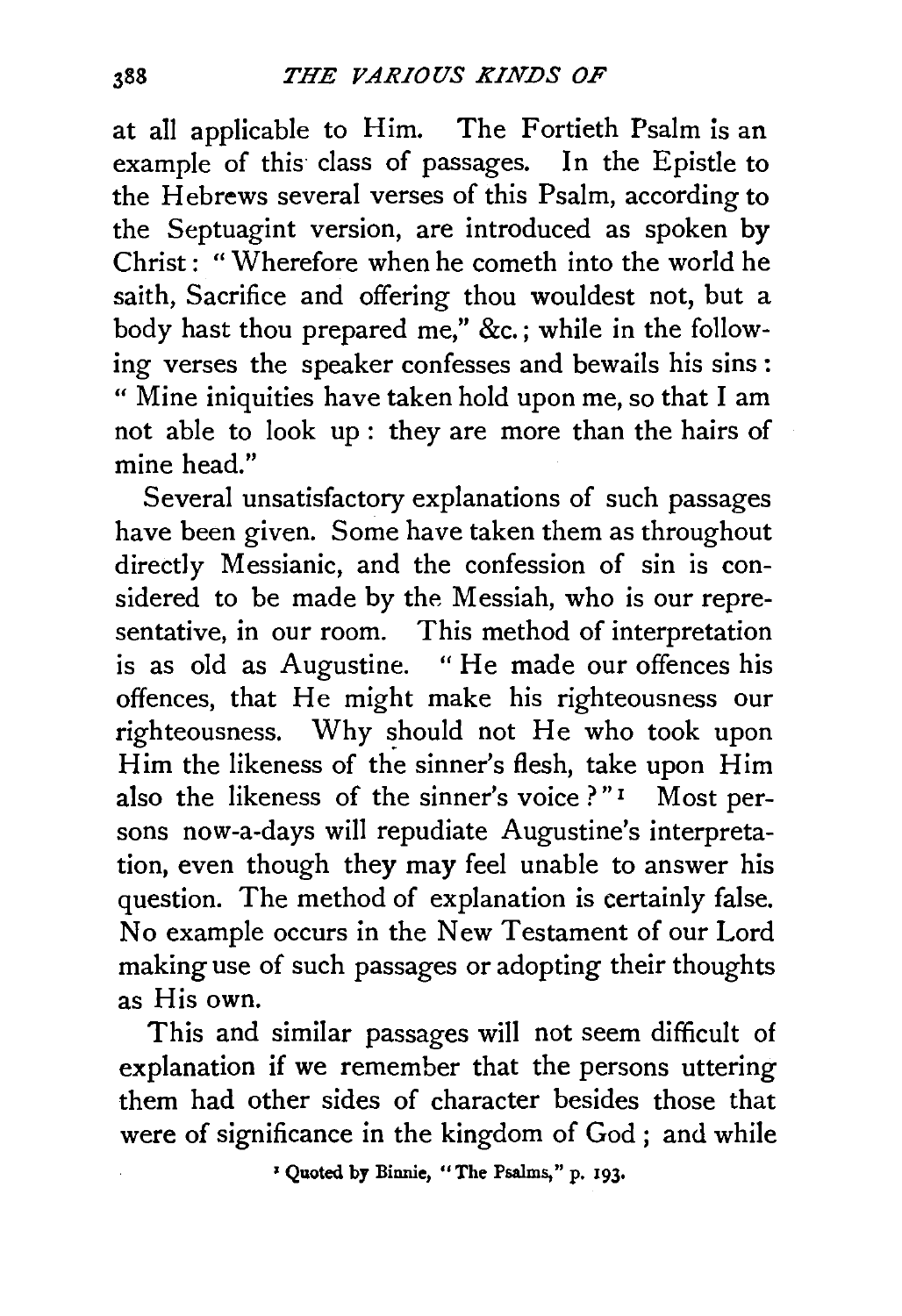at all applicable to Him. The Fortieth Psalm is an example of this class of passages. In the Epistle to the Hebrews several verses of this Psalm, according to the Septuagint version, are introduced as spoken by Christ: "Wherefore when he cometh into the world he saith, Sacrifice and offering thou wouldest not, but a body hast thou prepared me," &c.; while in the following verses the speaker confesses and bewails his sins: "Mine iniquities have taken hold upon me, so that I am not able to look up: they are more than the hairs of mine head."

Several unsatisfactory explanations of such passages have been given. Some have taken them as throughout directly Messianic, and the confession of sin is considered to be made by the Messiah, who is our representative, in our room. This method of interpretation is as old as Augustine. "He made our offences his offences, that He might make his righteousness our righteousness. Why should not He who took upon Him the likeness of the sinner's flesh, take upon Him also the likeness of the sinner's voice?"[1] Most persons now-a-days will repudiate Augustine's interpretation, even though they may feel unable to answer his question. The method of explanation is certainly false. No example occurs in the New Testament of our Lord making use of such passages or adopting their thoughts as His own.

This and similar passages will not seem difficult of explanation if we remember that the persons uttering them had other sides of character besides those that were of significance in the kingdom of God; and while

[1] Quoted by Binnie, "The Psalms," p. 193.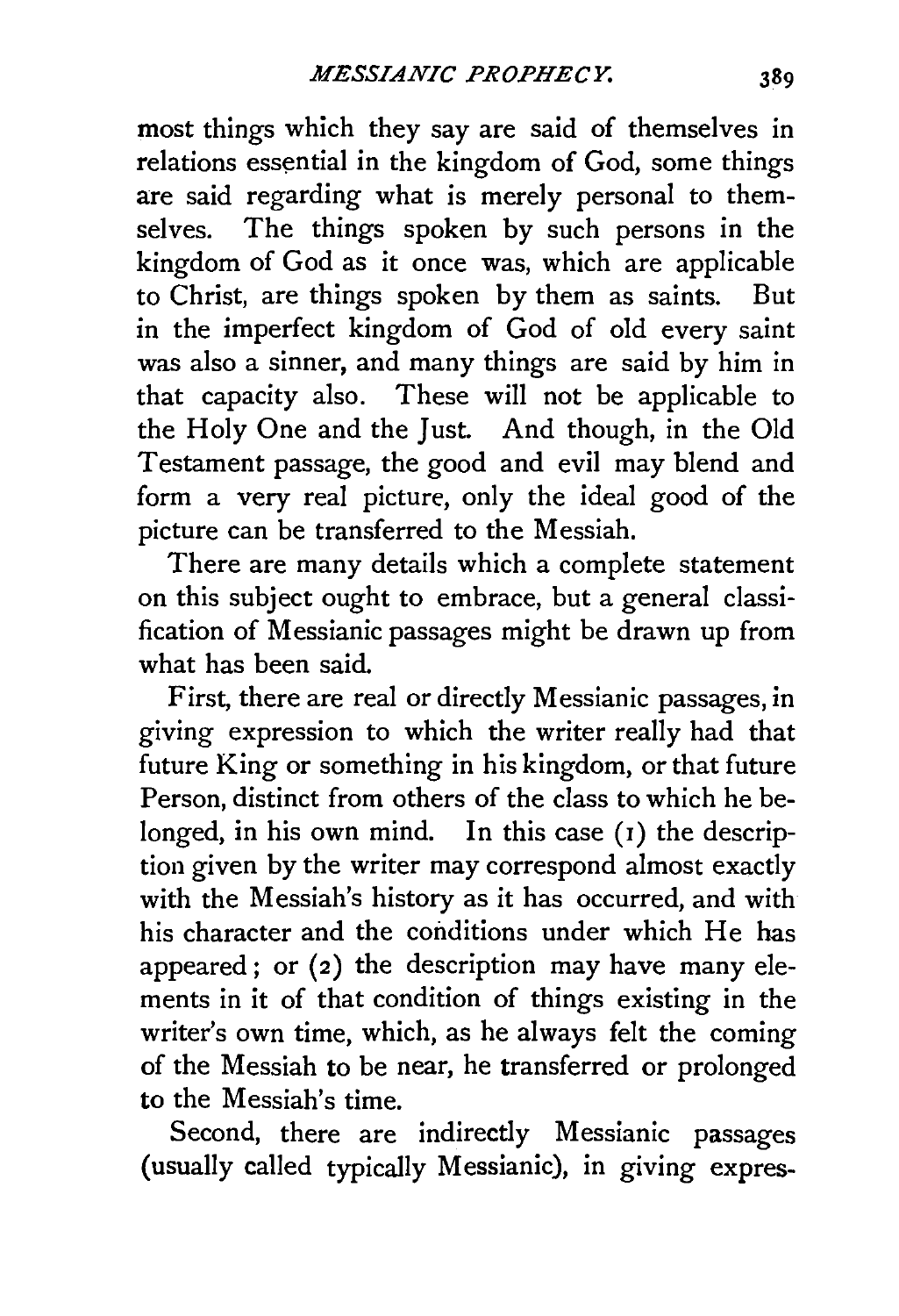most things which they say are said of themselves in relations essential in the kingdom of God, some things are said regarding what is merely personal to themselves. The things spoken by such persons in the kingdom of God as it once was, which are applicable to Christ, are things spoken by them as saints. But in the imperfect kingdom of God of old every saint was also a sinner, and many things are said by him in that capacity also. These will not be applicable to the Holy One and the Just. And though, in the Old Testament passage, the good and evil may blend and form a very real picture, only the ideal good of the picture can be transferred to the Messiah.

There are many details which a complete statement on this subject ought to embrace, but a general classification of Messianic passages might be drawn up from what has been said.

First, there are real or directly Messianic passages, in giving expression to which the writer really had that future King or something in his kingdom, or that future Person, distinct from others of the class to which he belonged, in his own mind. In this case (1) the description given by the writer may correspond almost exactly with the Messiah's history as it has occurred, and with his character and the conditions under which He has appeared; or (2) the description may have many elements in it of that condition of things existing in the writer's own time, which, as he always felt the coming of the Messiah to be near, he transferred or prolonged to the Messiah's time.

Second, there are indirectly Messianic passages (usually called typically Messianic), in giving expres-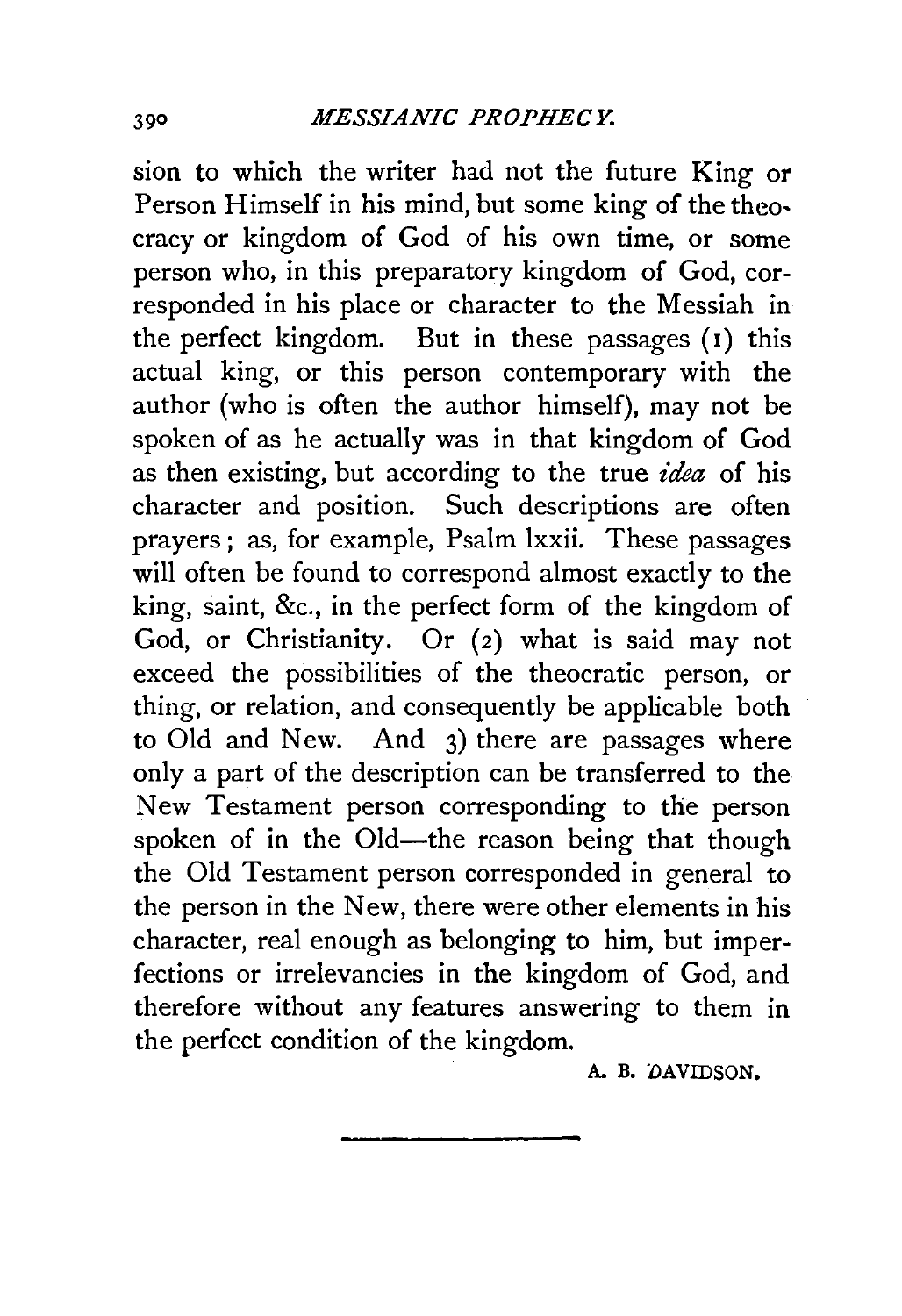sion to which the writer had not the future King or Person Himself in his mind, but some king of the theocracy or kingdom of God of his own time, or some person who, in this preparatory kingdom of God, corresponded in his place or character to the Messiah in the perfect kingdom. But in these passages (1) this actual king, or this person contemporary with the author (who is often the author himself), may not be spoken of as he actually was in that kingdom of God as then existing, but according to the true *idea* of his character and position. Such descriptions are often prayers; as, for example, Psalm lxxii. These passages will often be found to correspond almost exactly to the king, saint, &c., in the perfect form of the kingdom of God, or Christianity. Or (2) what is said may not exceed the possibilities of the theocratic person, or thing, or relation, and consequently be applicable both to Old and New. And 3) there are passages where only a part of the description can be transferred to the New Testament person corresponding to the person spoken of in the Old—the reason being that though the Old Testament person corresponded in general to the person in the New, there were other elements in his character, real enough as belonging to him, but imperfections or irrelevancies in the kingdom of God, and therefore without any features answering to them in the perfect condition of the kingdom.

A. B. DAVIDSON.